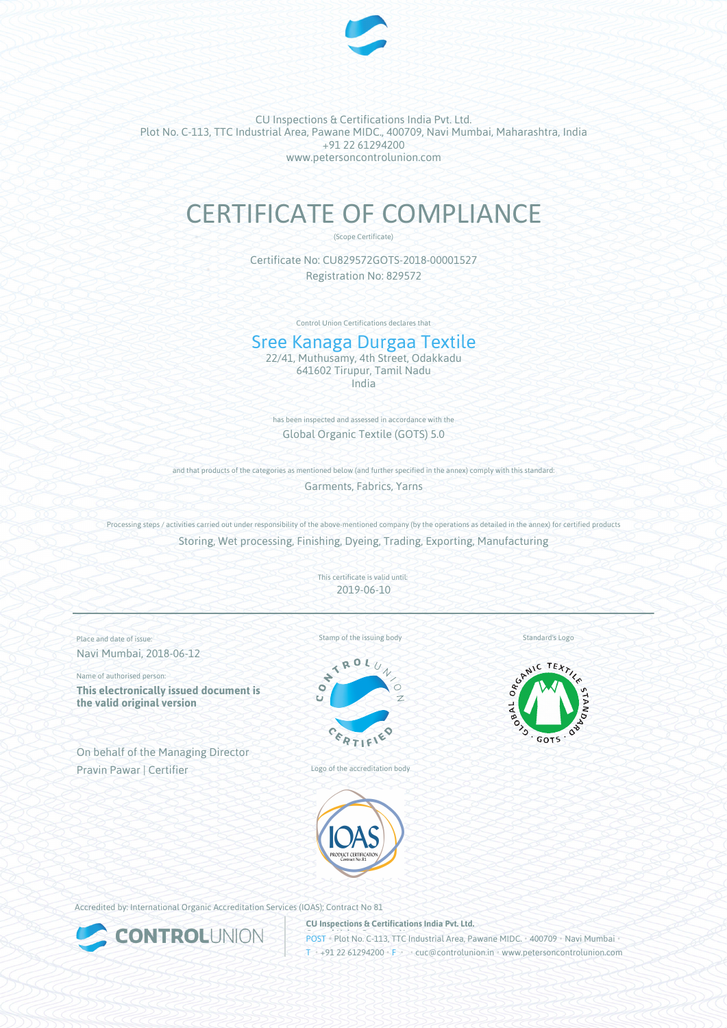CU Inspections & Certifications India Pvt. Ltd.
Plot No. C-113, TTC Industrial Area, Pawane MIDC., 400709, Navi Mumbai, Maharashtra, India
+91 22 61294200
www.petersoncontrolunion.com

# CERTIFICATE OF COMPLIANCE

(Scope Certificate)

Certificate No: CU829572GOTS-2018-00001527
Registration No: 829572

Control Union Certifications declares that

## Sree Kanaga Durgaa Textile

22/41, Muthusamy, 4th Street, Odakkadu
641602 Tirupur, Tamil Nadu
India

has been inspected and assessed in accordance with the

Global Organic Textile (GOTS) 5.0

and that products of the categories as mentioned below (and further specified in the annex) comply with this standard:

Garments, Fabrics, Yarns

Processing steps / activities carried out under responsibility of the above-mentioned company (by the operations as detailed in the annex) for certified products

Storing, Wet processing, Finishing, Dyeing, Trading, Exporting, Manufacturing

This certificate is valid until:
2019-06-10

---

Place and date of issue:
Navi Mumbai, 2018-06-12

Name of authorised person:
**This electronically issued document is the valid original version**

On behalf of the Managing Director
Pravin Pawar | Certifier

Stamp of the issuing body

Standard's Logo

Logo of the accreditation body

Accredited by: International Organic Accreditation Services (IOAS); Contract No 81

**CU Inspections & Certifications India Pvt. Ltd.**
POST • Plot No. C-113, TTC Industrial Area, Pawane MIDC. • 400709 • Navi Mumbai •
T • +91 22 61294200 • F • • cuc@controlunion.in • www.petersoncontrolunion.com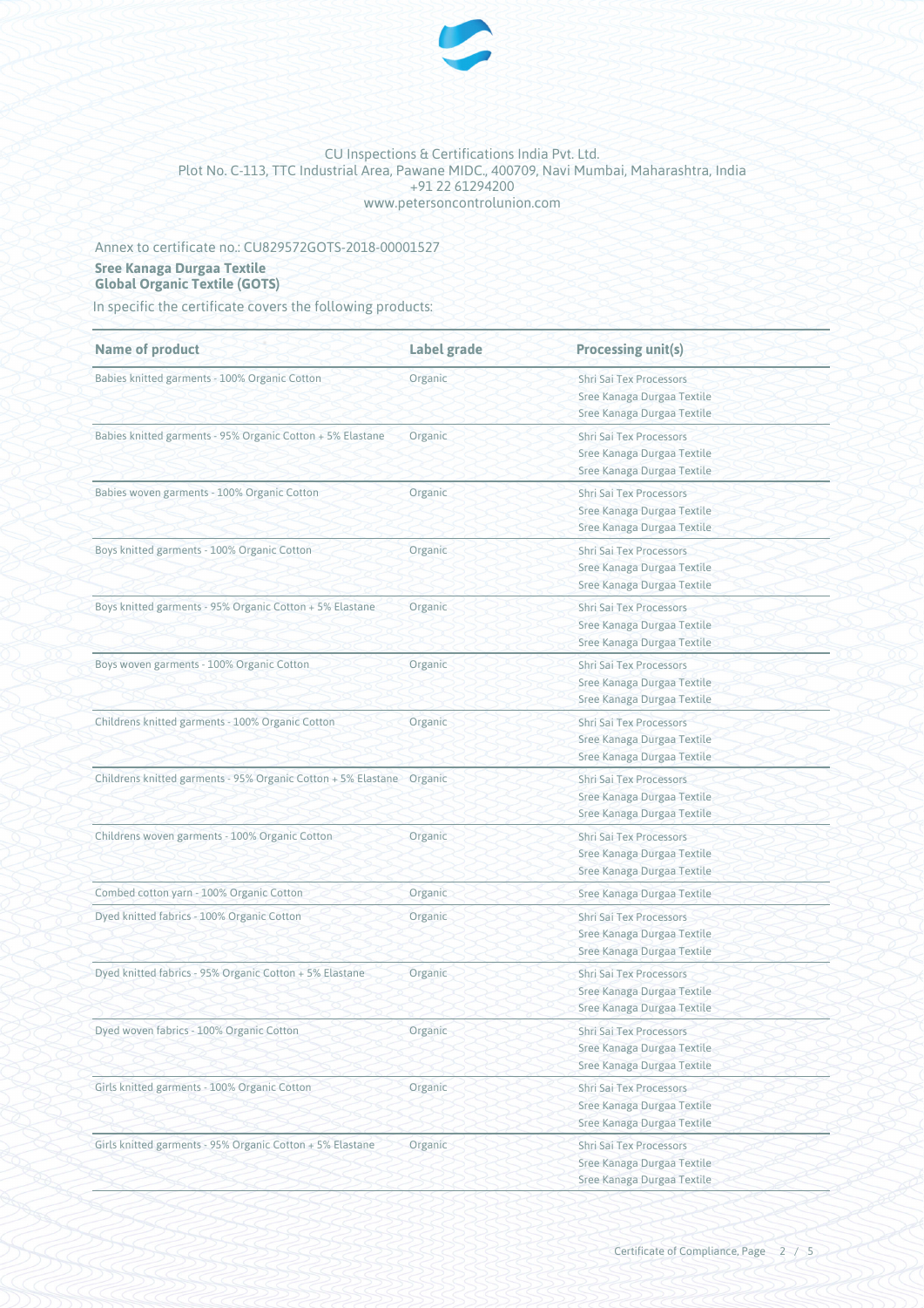CU Inspections & Certifications India Pvt. Ltd.
Plot No. C-113, TTC Industrial Area, Pawane MIDC., 400709, Navi Mumbai, Maharashtra, India
+91 22 61294200
www.petersoncontrolunion.com

Annex to certificate no.: CU829572GOTS-2018-00001527

**Sree Kanaga Durgaa Textile**
**Global Organic Textile (GOTS)**

In specific the certificate covers the following products:

| Name of product | Label grade | Processing unit(s) |
|---|---|---|
| Babies knitted garments - 100% Organic Cotton | Organic | Shri Sai Tex Processors<br>Sree Kanaga Durga Textile<br>Sree Kanaga Durgaa Textile |
| Babies knitted garments - 95% Organic Cotton + 5% Elastane | Organic | Shri Sai Tex Processors<br>Sree Kanaga Durga Textile<br>Sree Kanaga Durgaa Textile |
| Babies woven garments - 100% Organic Cotton | Organic | Shri Sai Tex Processors<br>Sree Kanaga Durga Textile<br>Sree Kanaga Durgaa Textile |
| Boys knitted garments - 100% Organic Cotton | Organic | Shri Sai Tex Processors<br>Sree Kanaga Durga Textile<br>Sree Kanaga Durgaa Textile |
| Boys knitted garments - 95% Organic Cotton + 5% Elastane | Organic | Shri Sai Tex Processors<br>Sree Kanaga Durga Textile<br>Sree Kanaga Durgaa Textile |
| Boys woven garments - 100% Organic Cotton | Organic | Shri Sai Tex Processors<br>Sree Kanaga Durga Textile<br>Sree Kanaga Durgaa Textile |
| Childrens knitted garments - 100% Organic Cotton | Organic | Shri Sai Tex Processors<br>Sree Kanaga Durga Textile<br>Sree Kanaga Durgaa Textile |
| Childrens knitted garments - 95% Organic Cotton + 5% Elastane | Organic | Shri Sai Tex Processors<br>Sree Kanaga Durga Textile<br>Sree Kanaga Durgaa Textile |
| Childrens woven garments - 100% Organic Cotton | Organic | Shri Sai Tex Processors<br>Sree Kanaga Durga Textile<br>Sree Kanaga Durgaa Textile |
| Combed cotton yarn - 100% Organic Cotton | Organic | Sree Kanaga Durgaa Textile |
| Dyed knitted fabrics - 100% Organic Cotton | Organic | Shri Sai Tex Processors<br>Sree Kanaga Durga Textile<br>Sree Kanaga Durgaa Textile |
| Dyed knitted fabrics - 95% Organic Cotton + 5% Elastane | Organic | Shri Sai Tex Processors<br>Sree Kanaga Durga Textile<br>Sree Kanaga Durgaa Textile |
| Dyed woven fabrics - 100% Organic Cotton | Organic | Shri Sai Tex Processors<br>Sree Kanaga Durga Textile<br>Sree Kanaga Durgaa Textile |
| Girls knitted garments - 100% Organic Cotton | Organic | Shri Sai Tex Processors<br>Sree Kanaga Durga Textile<br>Sree Kanaga Durgaa Textile |
| Girls knitted garments - 95% Organic Cotton + 5% Elastane | Organic | Shri Sai Tex Processors<br>Sree Kanaga Durga Textile<br>Sree Kanaga Durgaa Textile |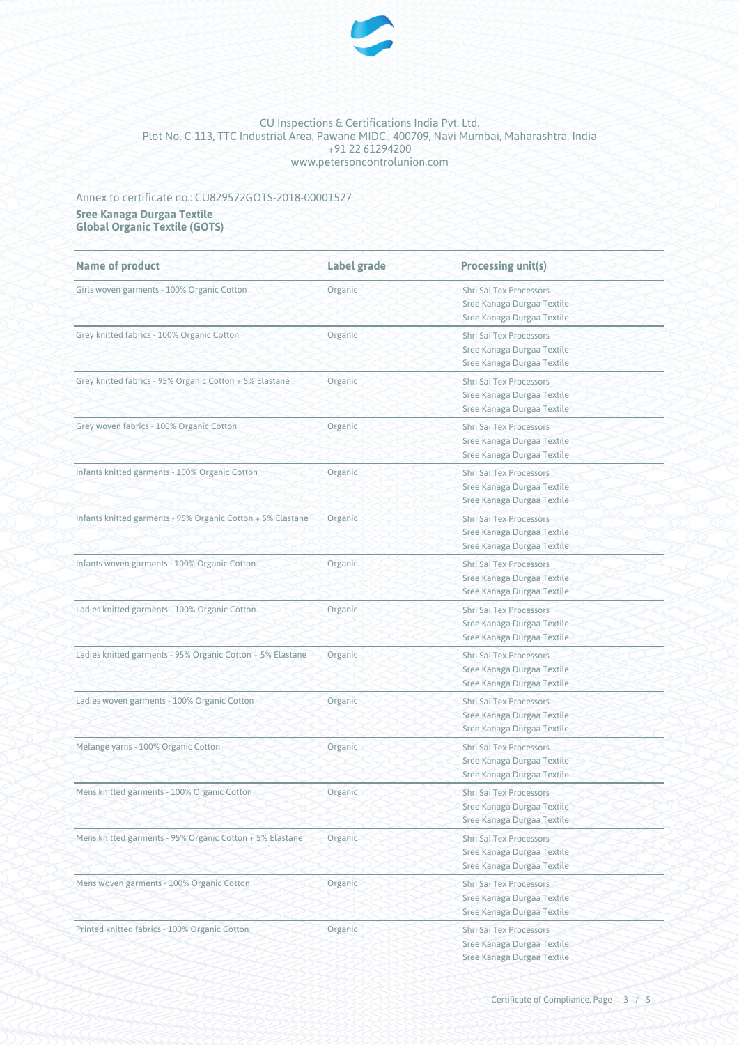CU Inspections & Certifications India Pvt. Ltd.
Plot No. C-113, TTC Industrial Area, Pawane MIDC., 400709, Navi Mumbai, Maharashtra, India
+91 22 61294200
www.petersoncontrolunion.com

Annex to certificate no.: CU829572GOTS-2018-00001527

**Sree Kanaga Durgaa Textile**
**Global Organic Textile (GOTS)**

| Name of product | Label grade | Processing unit(s) |
|---|---|---|
| Girls woven garments - 100% Organic Cotton | Organic | Shri Sai Tex Processors<br>Sree Kanaga Durgaa Textile<br>Sree Kanaga Durgaa Textile |
| Grey knitted fabrics - 100% Organic Cotton | Organic | Shri Sai Tex Processors<br>Sree Kanaga Durgaa Textile<br>Sree Kanaga Durgaa Textile |
| Grey knitted fabrics - 95% Organic Cotton + 5% Elastane | Organic | Shri Sai Tex Processors<br>Sree Kanaga Durgaa Textile<br>Sree Kanaga Durgaa Textile |
| Grey woven fabrics - 100% Organic Cotton | Organic | Shri Sai Tex Processors<br>Sree Kanaga Durgaa Textile<br>Sree Kanaga Durgaa Textile |
| Infants knitted garments - 100% Organic Cotton | Organic | Shri Sai Tex Processors<br>Sree Kanaga Durgaa Textile<br>Sree Kanaga Durgaa Textile |
| Infants knitted garments - 95% Organic Cotton + 5% Elastane | Organic | Shri Sai Tex Processors<br>Sree Kanaga Durgaa Textile<br>Sree Kanaga Durgaa Textile |
| Infants woven garments - 100% Organic Cotton | Organic | Shri Sai Tex Processors<br>Sree Kanaga Durgaa Textile<br>Sree Kanaga Durgaa Textile |
| Ladies knitted garments - 100% Organic Cotton | Organic | Shri Sai Tex Processors<br>Sree Kanaga Durgaa Textile<br>Sree Kanaga Durgaa Textile |
| Ladies knitted garments - 95% Organic Cotton + 5% Elastane | Organic | Shri Sai Tex Processors<br>Sree Kanaga Durgaa Textile<br>Sree Kanaga Durgaa Textile |
| Ladies woven garments - 100% Organic Cotton | Organic | Shri Sai Tex Processors<br>Sree Kanaga Durgaa Textile<br>Sree Kanaga Durgaa Textile |
| Melange yarns - 100% Organic Cotton | Organic | Shri Sai Tex Processors<br>Sree Kanaga Durgaa Textile<br>Sree Kanaga Durgaa Textile |
| Mens knitted garments - 100% Organic Cotton | Organic | Shri Sai Tex Processors<br>Sree Kanaga Durgaa Textile<br>Sree Kanaga Durgaa Textile |
| Mens knitted garments - 95% Organic Cotton + 5% Elastane | Organic | Shri Sai Tex Processors<br>Sree Kanaga Durgaa Textile<br>Sree Kanaga Durgaa Textile |
| Mens woven garments - 100% Organic Cotton | Organic | Shri Sai Tex Processors<br>Sree Kanaga Durgaa Textile<br>Sree Kanaga Durgaa Textile |
| Printed knitted fabrics - 100% Organic Cotton | Organic | Shri Sai Tex Processors<br>Sree Kanaga Durgaa Textile<br>Sree Kanaga Durgaa Textile |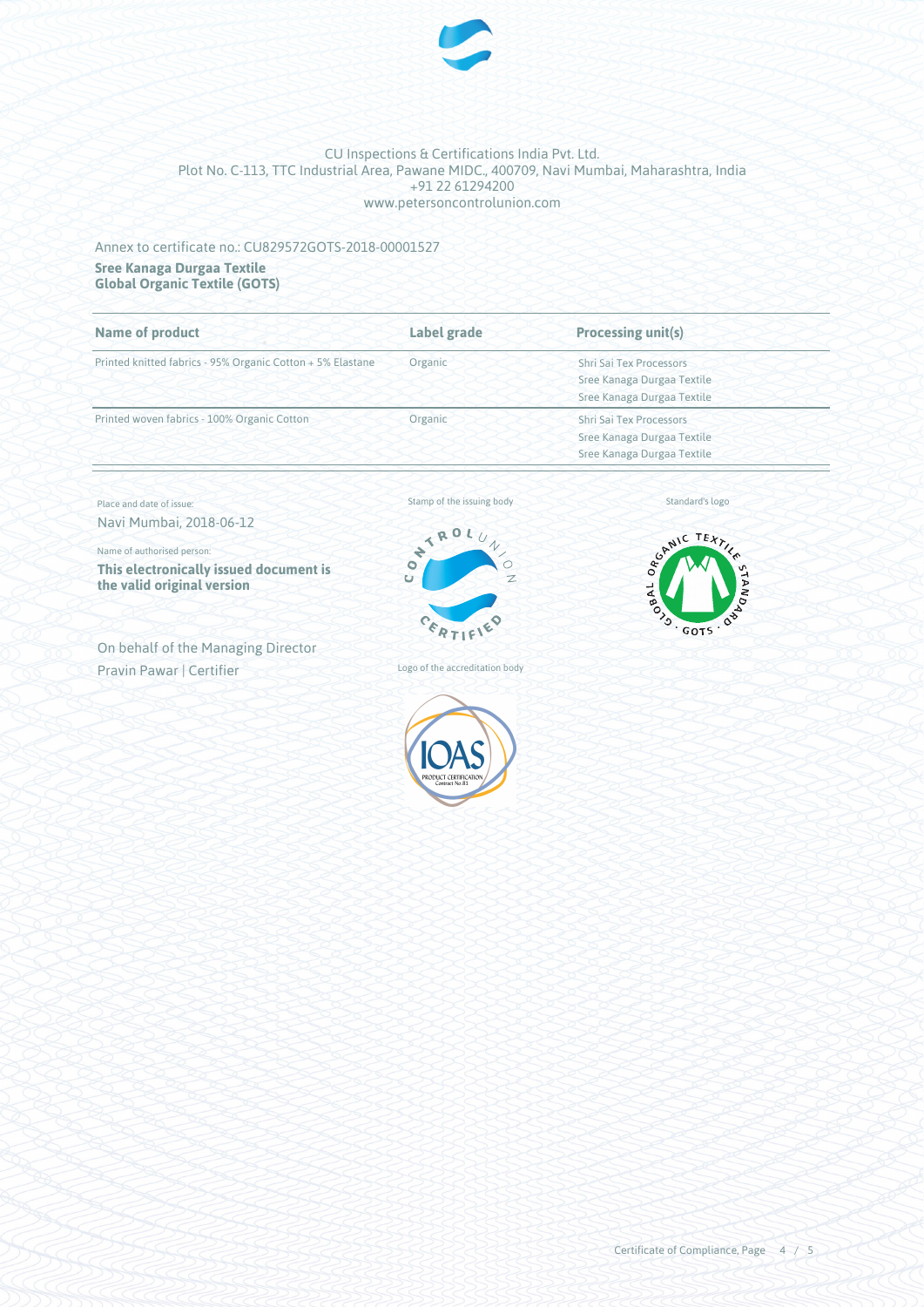CU Inspections & Certifications India Pvt. Ltd.
Plot No. C-113, TTC Industrial Area, Pawane MIDC., 400709, Navi Mumbai, Maharashtra, India
+91 22 61294200
www.petersoncontrolunion.com

Annex to certificate no.: CU829572GOTS-2018-00001527

**Sree Kanaga Durgaa Textile**
**Global Organic Textile (GOTS)**

| Name of product | Label grade | Processing unit(s) |
| --- | --- | --- |
| Printed knitted fabrics - 95% Organic Cotton + 5% Elastane | Organic | Shri Sai Tex Processors<br>Sree Kanaga Durgaa Textile<br>Sree Kanaga Durgaa Textile |
| Printed woven fabrics - 100% Organic Cotton | Organic | Shri Sai Tex Processors<br>Sree Kanaga Durgaa Textile<br>Sree Kanaga Durgaa Textile |

Place and date of issue:
Navi Mumbai, 2018-06-12

Name of authorised person:
**This electronically issued document is the valid original version**

On behalf of the Managing Director
Pravin Pawar | Certifier

Stamp of the issuing body

Standard's logo

Logo of the accreditation body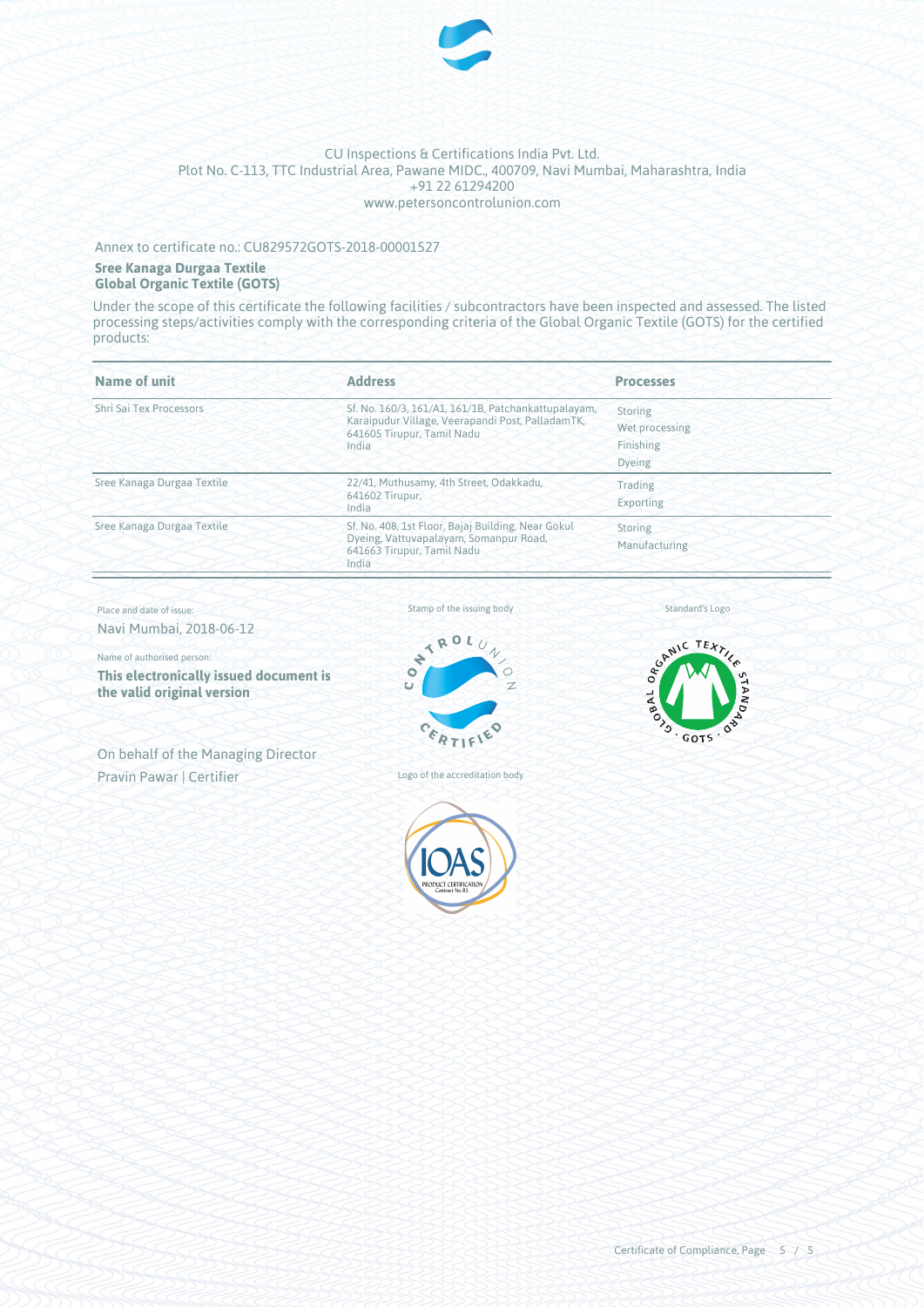CU Inspections & Certifications India Pvt. Ltd.
Plot No. C-113, TTC Industrial Area, Pawane MIDC., 400709, Navi Mumbai, Maharashtra, India
+91 22 61294200
www.petersoncontrolunion.com

Annex to certificate no.: CU829572GOTS-2018-00001527

**Sree Kanaga Durgaa Textile**
**Global Organic Textile (GOTS)**

Under the scope of this certificate the following facilities / subcontractors have been inspected and assessed. The listed processing steps/activities comply with the corresponding criteria of the Global Organic Textile (GOTS) for the certified products:

| Name of unit | Address | Processes |
|---|---|---|
| Shri Sai Tex Processors | Sf. No. 160/3, 161/A1, 161/1B, Patchankattupalayam, Karaipudur Village, Veerapandi Post, PalladamTK, 641605 Tirupur, Tamil Nadu India | Storing<br>Wet processing<br>Finishing<br>Dyeing |
| Sree Kanaga Durgaa Textile | 22/41, Muthusamy, 4th Street, Odakkadu, 641602 Tirupur, India | Trading<br>Exporting |
| Sree Kanaga Durgaa Textile | Sf. No. 408, 1st Floor, Bajaj Building, Near Gokul Dyeing, Vattuvapalayam, Somanpur Road, 641663 Tirupur, Tamil Nadu India | Storing<br>Manufacturing |

Place and date of issue:
Navi Mumbai, 2018-06-12

Name of authorised person:
**This electronically issued document is the valid original version**

On behalf of the Managing Director
Pravin Pawar | Certifier

Stamp of the issuing body

CONTROL UNION CERTIFIED

Logo of the accreditation body

IOAS PRODUCT CERTIFICATION Contract No 81

Standard's Logo

GLOBAL ORGANIC TEXTILE STANDARD · GOTS ·